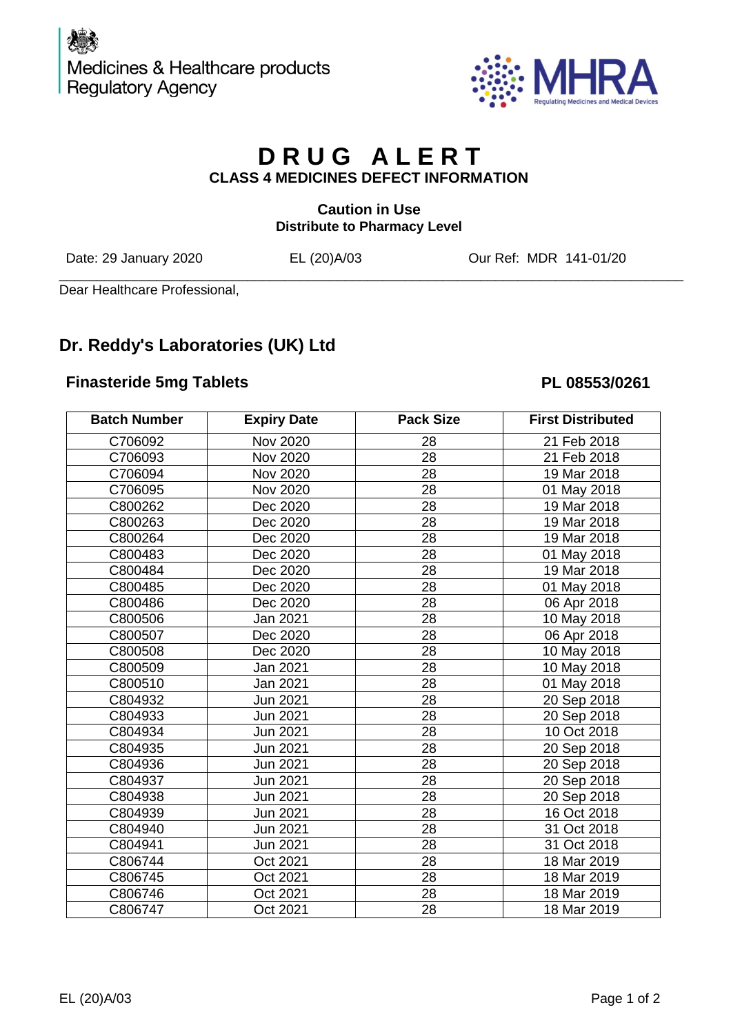Medicines & Healthcare products Regulatory Agency

MHRA
Regulating Medicines and Medical Devices

# DRUG ALERT

**CLASS 4 MEDICINES DEFECT INFORMATION**

**Caution in Use**
**Distribute to Pharmacy Level**

Date: 29 January 2020 EL (20)A/03 Our Ref: MDR 141-01/20

Dear Healthcare Professional,

## Dr. Reddy's Laboratories (UK) Ltd

### Finasteride 5mg Tablets PL 08553/0261

| Batch Number | Expiry Date | Pack Size | First Distributed |
|---|---|---|---|
| C706092 | Nov 2020 | 28 | 21 Feb 2018 |
| C706093 | Nov 2020 | 28 | 21 Feb 2018 |
| C706094 | Nov 2020 | 28 | 19 Mar 2018 |
| C706095 | Nov 2020 | 28 | 01 May 2018 |
| C800262 | Dec 2020 | 28 | 19 Mar 2018 |
| C800263 | Dec 2020 | 28 | 19 Mar 2018 |
| C800264 | Dec 2020 | 28 | 19 Mar 2018 |
| C800483 | Dec 2020 | 28 | 01 May 2018 |
| C800484 | Dec 2020 | 28 | 19 Mar 2018 |
| C800485 | Dec 2020 | 28 | 01 May 2018 |
| C800486 | Dec 2020 | 28 | 06 Apr 2018 |
| C800506 | Jan 2021 | 28 | 10 May 2018 |
| C800507 | Dec 2020 | 28 | 06 Apr 2018 |
| C800508 | Dec 2020 | 28 | 10 May 2018 |
| C800509 | Jan 2021 | 28 | 10 May 2018 |
| C800510 | Jan 2021 | 28 | 01 May 2018 |
| C804932 | Jun 2021 | 28 | 20 Sep 2018 |
| C804933 | Jun 2021 | 28 | 20 Sep 2018 |
| C804934 | Jun 2021 | 28 | 10 Oct 2018 |
| C804935 | Jun 2021 | 28 | 20 Sep 2018 |
| C804936 | Jun 2021 | 28 | 20 Sep 2018 |
| C804937 | Jun 2021 | 28 | 20 Sep 2018 |
| C804938 | Jun 2021 | 28 | 20 Sep 2018 |
| C804939 | Jun 2021 | 28 | 16 Oct 2018 |
| C804940 | Jun 2021 | 28 | 31 Oct 2018 |
| C804941 | Jun 2021 | 28 | 31 Oct 2018 |
| C806744 | Oct 2021 | 28 | 18 Mar 2019 |
| C806745 | Oct 2021 | 28 | 18 Mar 2019 |
| C806746 | Oct 2021 | 28 | 18 Mar 2019 |
| C806747 | Oct 2021 | 28 | 18 Mar 2019 |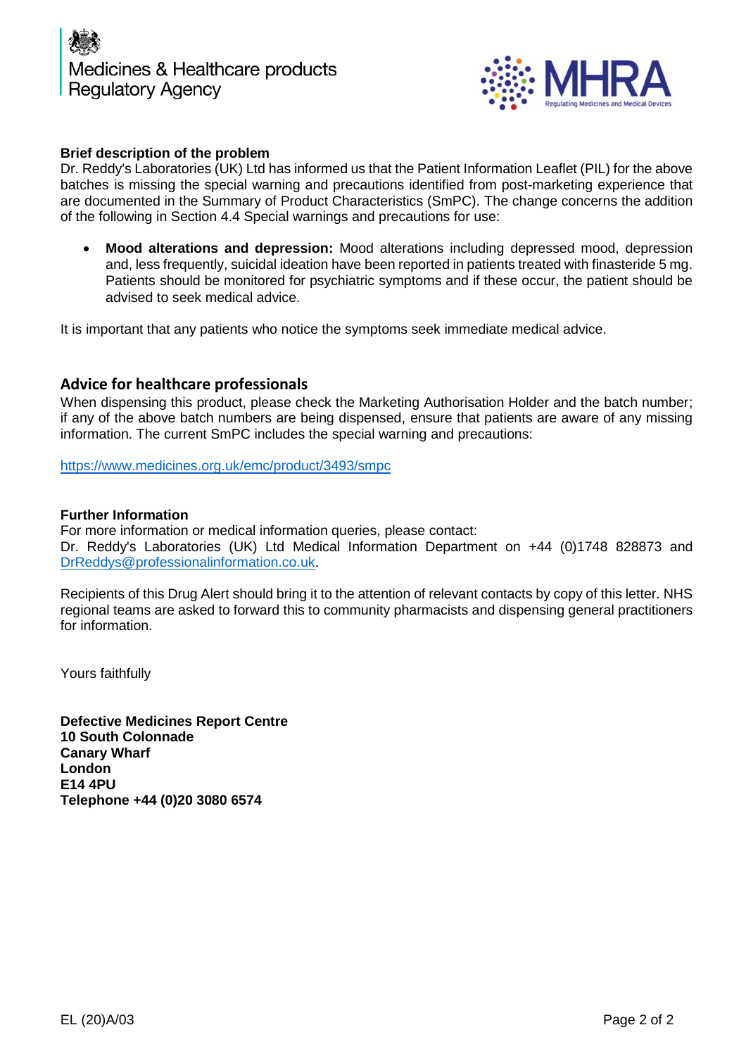**Brief description of the problem**

Dr. Reddy's Laboratories (UK) Ltd has informed us that the Patient Information Leaflet (PIL) for the above batches is missing the special warning and precautions identified from post-marketing experience that are documented in the Summary of Product Characteristics (SmPC). The change concerns the addition of the following in Section 4.4 Special warnings and precautions for use:

- **Mood alterations and depression:** Mood alterations including depressed mood, depression and, less frequently, suicidal ideation have been reported in patients treated with finasteride 5 mg. Patients should be monitored for psychiatric symptoms and if these occur, the patient should be advised to seek medical advice.

It is important that any patients who notice the symptoms seek immediate medical advice.

## Advice for healthcare professionals

When dispensing this product, please check the Marketing Authorisation Holder and the batch number; if any of the above batch numbers are being dispensed, ensure that patients are aware of any missing information. The current SmPC includes the special warning and precautions:

https://www.medicines.org.uk/emc/product/3493/smpc

**Further Information**

For more information or medical information queries, please contact:
Dr. Reddy's Laboratories (UK) Ltd Medical Information Department on +44 (0)1748 828873 and DrReddys@professionalinformation.co.uk.

Recipients of this Drug Alert should bring it to the attention of relevant contacts by copy of this letter. NHS regional teams are asked to forward this to community pharmacists and dispensing general practitioners for information.

Yours faithfully

**Defective Medicines Report Centre**
**10 South Colonnade**
**Canary Wharf**
**London**
**E14 4PU**
**Telephone +44 (0)20 3080 6574**

EL (20)A/03